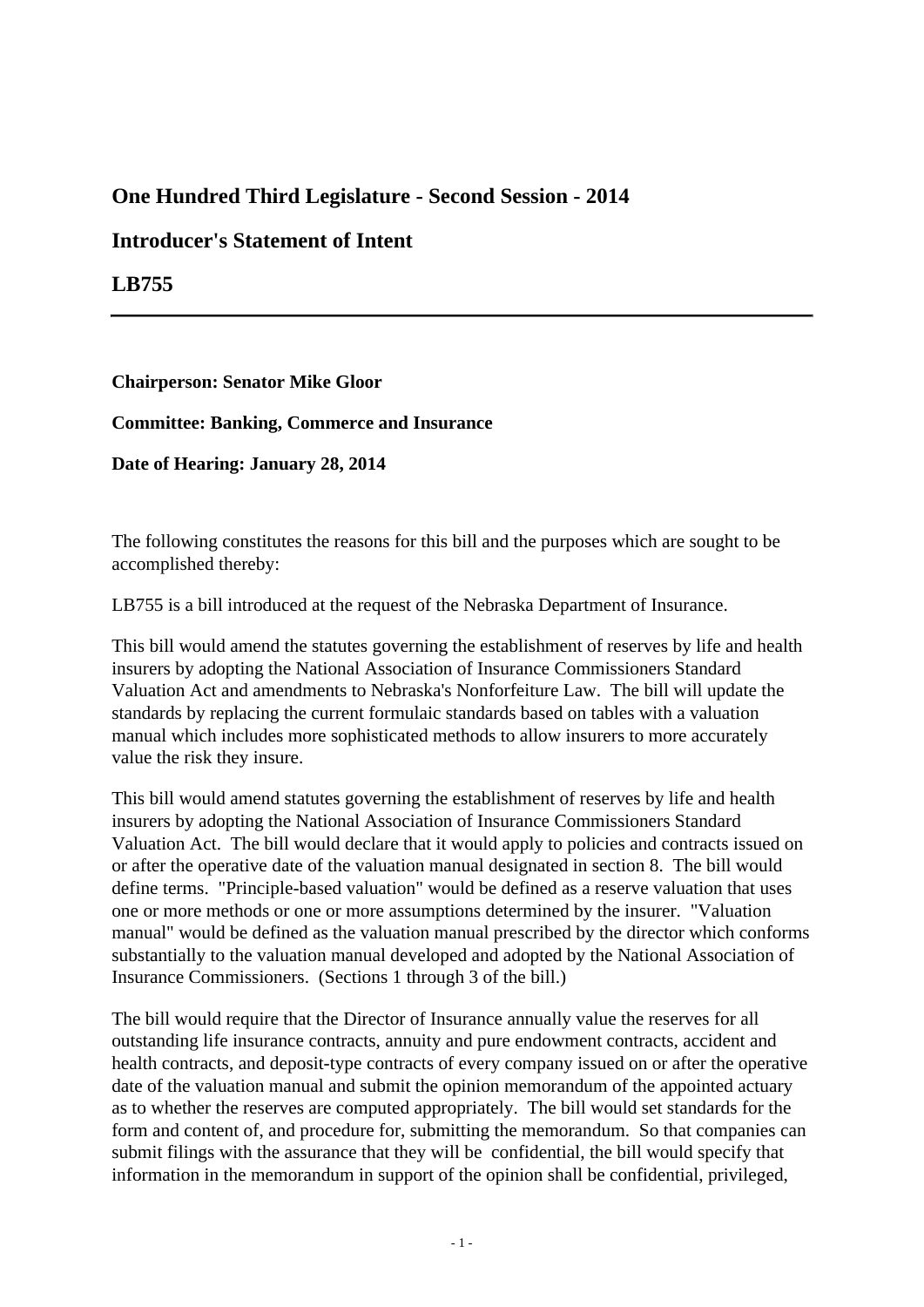## One Hundred Third Legislature - Second Session - 2014

## Introducer's Statement of Intent

## LB755

---

**Chairperson: Senator Mike Gloor**

**Committee: Banking, Commerce and Insurance**

**Date of Hearing: January 28, 2014**

The following constitutes the reasons for this bill and the purposes which are sought to be accomplished thereby:

LB755 is a bill introduced at the request of the Nebraska Department of Insurance.

This bill would amend the statutes governing the establishment of reserves by life and health insurers by adopting the National Association of Insurance Commissioners Standard Valuation Act and amendments to Nebraska's Nonforfeiture Law. The bill will update the standards by replacing the current formulaic standards based on tables with a valuation manual which includes more sophisticated methods to allow insurers to more accurately value the risk they insure.

This bill would amend statutes governing the establishment of reserves by life and health insurers by adopting the National Association of Insurance Commissioners Standard Valuation Act. The bill would declare that it would apply to policies and contracts issued on or after the operative date of the valuation manual designated in section 8. The bill would define terms. "Principle-based valuation" would be defined as a reserve valuation that uses one or more methods or one or more assumptions determined by the insurer. "Valuation manual" would be defined as the valuation manual prescribed by the director which conforms substantially to the valuation manual developed and adopted by the National Association of Insurance Commissioners. (Sections 1 through 3 of the bill.)

The bill would require that the Director of Insurance annually value the reserves for all outstanding life insurance contracts, annuity and pure endowment contracts, accident and health contracts, and deposit-type contracts of every company issued on or after the operative date of the valuation manual and submit the opinion memorandum of the appointed actuary as to whether the reserves are computed appropriately. The bill would set standards for the form and content of, and procedure for, submitting the memorandum. So that companies can submit filings with the assurance that they will be confidential, the bill would specify that information in the memorandum in support of the opinion shall be confidential, privileged,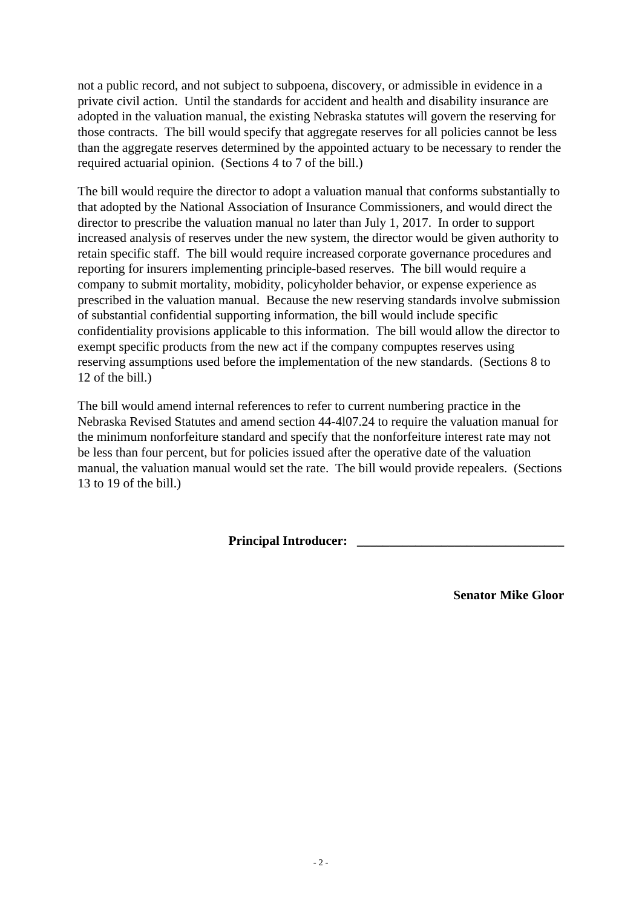not a public record, and not subject to subpoena, discovery, or admissible in evidence in a private civil action. Until the standards for accident and health and disability insurance are adopted in the valuation manual, the existing Nebraska statutes will govern the reserving for those contracts. The bill would specify that aggregate reserves for all policies cannot be less than the aggregate reserves determined by the appointed actuary to be necessary to render the required actuarial opinion. (Sections 4 to 7 of the bill.)

The bill would require the director to adopt a valuation manual that conforms substantially to that adopted by the National Association of Insurance Commissioners, and would direct the director to prescribe the valuation manual no later than July 1, 2017. In order to support increased analysis of reserves under the new system, the director would be given authority to retain specific staff. The bill would require increased corporate governance procedures and reporting for insurers implementing principle-based reserves. The bill would require a company to submit mortality, mobidity, policyholder behavior, or expense experience as prescribed in the valuation manual. Because the new reserving standards involve submission of substantial confidential supporting information, the bill would include specific confidentiality provisions applicable to this information. The bill would allow the director to exempt specific products from the new act if the company computes reserves using reserving assumptions used before the implementation of the new standards. (Sections 8 to 12 of the bill.)

The bill would amend internal references to refer to current numbering practice in the Nebraska Revised Statutes and amend section 44-4l07.24 to require the valuation manual for the minimum nonforfeiture standard and specify that the nonforfeiture interest rate may not be less than four percent, but for policies issued after the operative date of the valuation manual, the valuation manual would set the rate. The bill would provide repealers. (Sections 13 to 19 of the bill.)

**Principal Introducer: \_\_\_\_\_\_\_\_\_\_\_\_\_\_\_\_\_\_\_\_\_\_\_\_\_\_\_\_\_\_\_\_**

**Senator Mike Gloor**